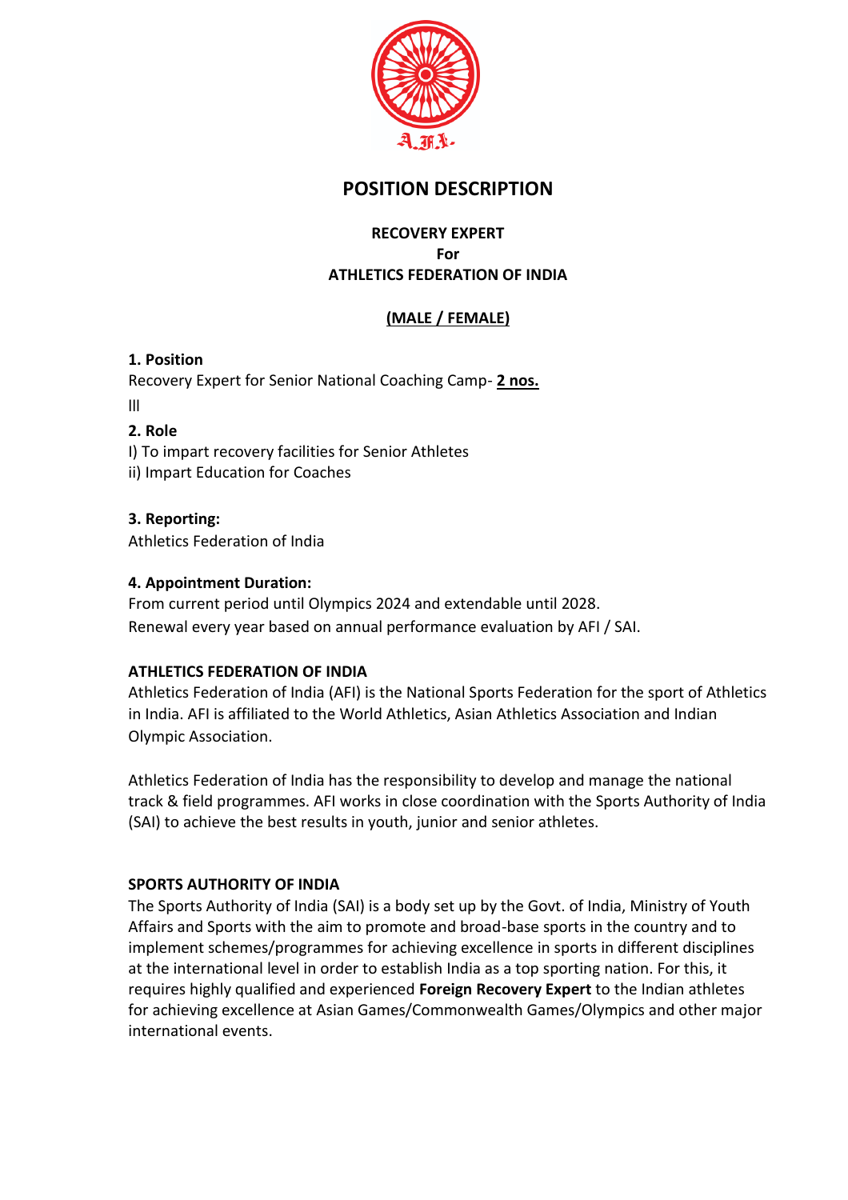# POSITION DESCRIPTION

**RECOVERY EXPERT**
**For**
**ATHLETICS FEDERATION OF INDIA**

**(MALE / FEMALE)**

**1. Position**

Recovery Expert for Senior National Coaching Camp- **2 nos.**

lll

**2. Role**

I) To impart recovery facilities for Senior Athletes

ii) Impart Education for Coaches

**3. Reporting:**

Athletics Federation of India

**4. Appointment Duration:**

From current period until Olympics 2024 and extendable until 2028.
Renewal every year based on annual performance evaluation by AFI / SAI.

**ATHLETICS FEDERATION OF INDIA**

Athletics Federation of India (AFI) is the National Sports Federation for the sport of Athletics in India. AFI is affiliated to the World Athletics, Asian Athletics Association and Indian Olympic Association.

Athletics Federation of India has the responsibility to develop and manage the national track & field programmes. AFI works in close coordination with the Sports Authority of India (SAI) to achieve the best results in youth, junior and senior athletes.

**SPORTS AUTHORITY OF INDIA**

The Sports Authority of India (SAI) is a body set up by the Govt. of India, Ministry of Youth Affairs and Sports with the aim to promote and broad-base sports in the country and to implement schemes/programmes for achieving excellence in sports in different disciplines at the international level in order to establish India as a top sporting nation. For this, it requires highly qualified and experienced **Foreign Recovery Expert** to the Indian athletes for achieving excellence at Asian Games/Commonwealth Games/Olympics and other major international events.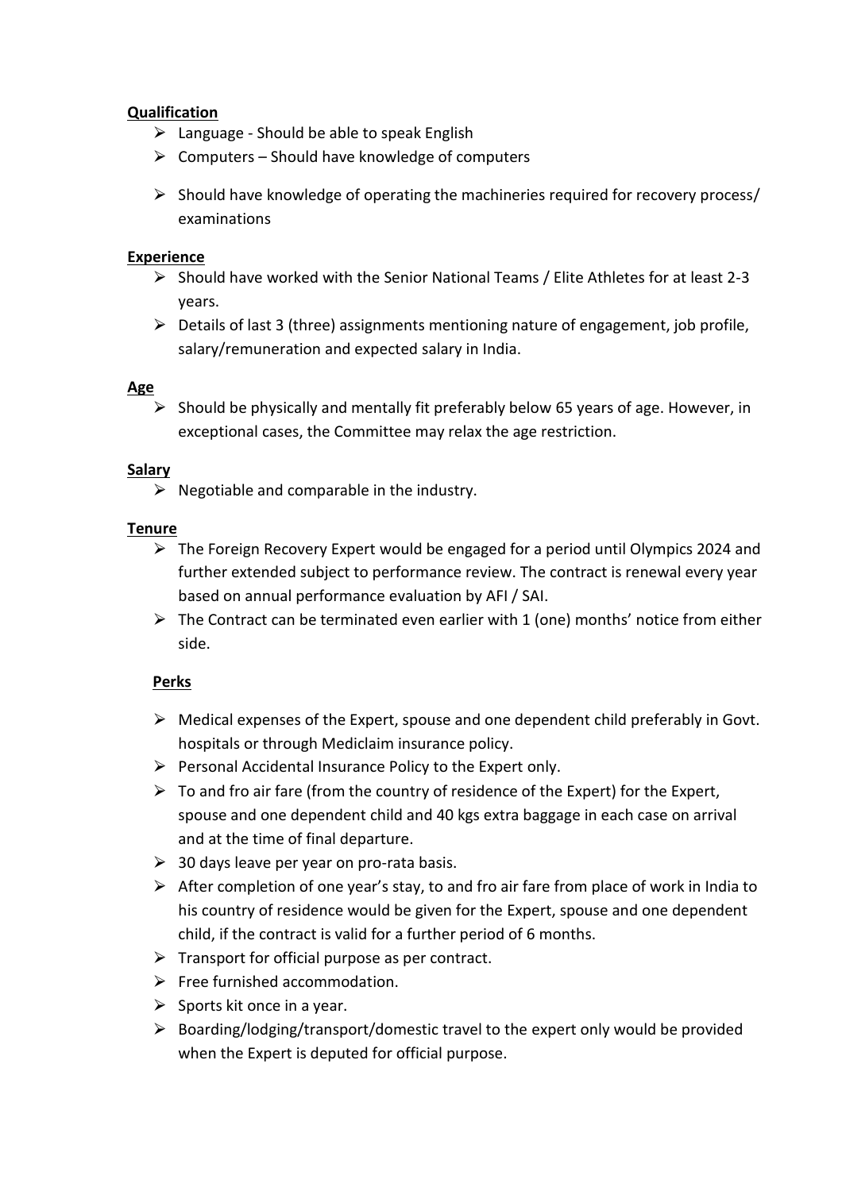**Qualification**

- Language - Should be able to speak English
- Computers – Should have knowledge of computers
- Should have knowledge of operating the machineries required for recovery process/ examinations

**Experience**

- Should have worked with the Senior National Teams / Elite Athletes for at least 2-3 years.
- Details of last 3 (three) assignments mentioning nature of engagement, job profile, salary/remuneration and expected salary in India.

**Age**

- Should be physically and mentally fit preferably below 65 years of age. However, in exceptional cases, the Committee may relax the age restriction.

**Salary**

- Negotiable and comparable in the industry.

**Tenure**

- The Foreign Recovery Expert would be engaged for a period until Olympics 2024 and further extended subject to performance review. The contract is renewal every year based on annual performance evaluation by AFI / SAI.
- The Contract can be terminated even earlier with 1 (one) months' notice from either side.

**Perks**

- Medical expenses of the Expert, spouse and one dependent child preferably in Govt. hospitals or through Mediclaim insurance policy.
- Personal Accidental Insurance Policy to the Expert only.
- To and fro air fare (from the country of residence of the Expert) for the Expert, spouse and one dependent child and 40 kgs extra baggage in each case on arrival and at the time of final departure.
- 30 days leave per year on pro-rata basis.
- After completion of one year's stay, to and fro air fare from place of work in India to his country of residence would be given for the Expert, spouse and one dependent child, if the contract is valid for a further period of 6 months.
- Transport for official purpose as per contract.
- Free furnished accommodation.
- Sports kit once in a year.
- Boarding/lodging/transport/domestic travel to the expert only would be provided when the Expert is deputed for official purpose.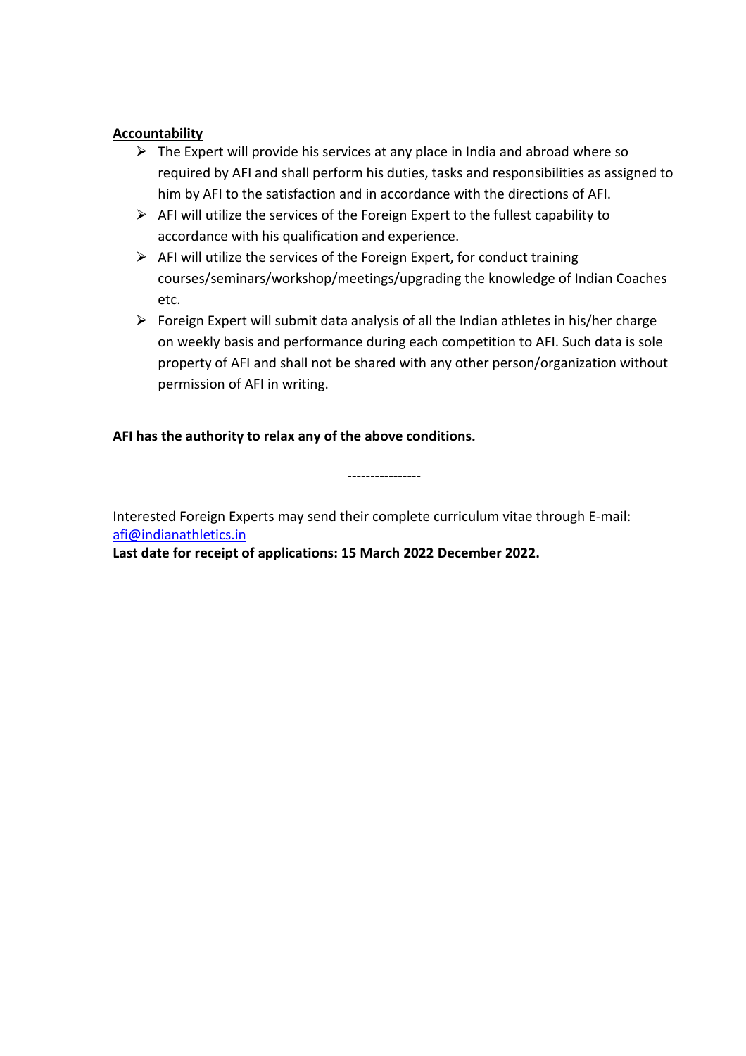**Accountability**

- The Expert will provide his services at any place in India and abroad where so required by AFI and shall perform his duties, tasks and responsibilities as assigned to him by AFI to the satisfaction and in accordance with the directions of AFI.
- AFI will utilize the services of the Foreign Expert to the fullest capability to accordance with his qualification and experience.
- AFI will utilize the services of the Foreign Expert, for conduct training courses/seminars/workshop/meetings/upgrading the knowledge of Indian Coaches etc.
- Foreign Expert will submit data analysis of all the Indian athletes in his/her charge on weekly basis and performance during each competition to AFI. Such data is sole property of AFI and shall not be shared with any other person/organization without permission of AFI in writing.

**AFI has the authority to relax any of the above conditions.**

----------------

Interested Foreign Experts may send their complete curriculum vitae through E-mail: afi@indianathletics.in

**Last date for receipt of applications: 15 March 2022 December 2022.**